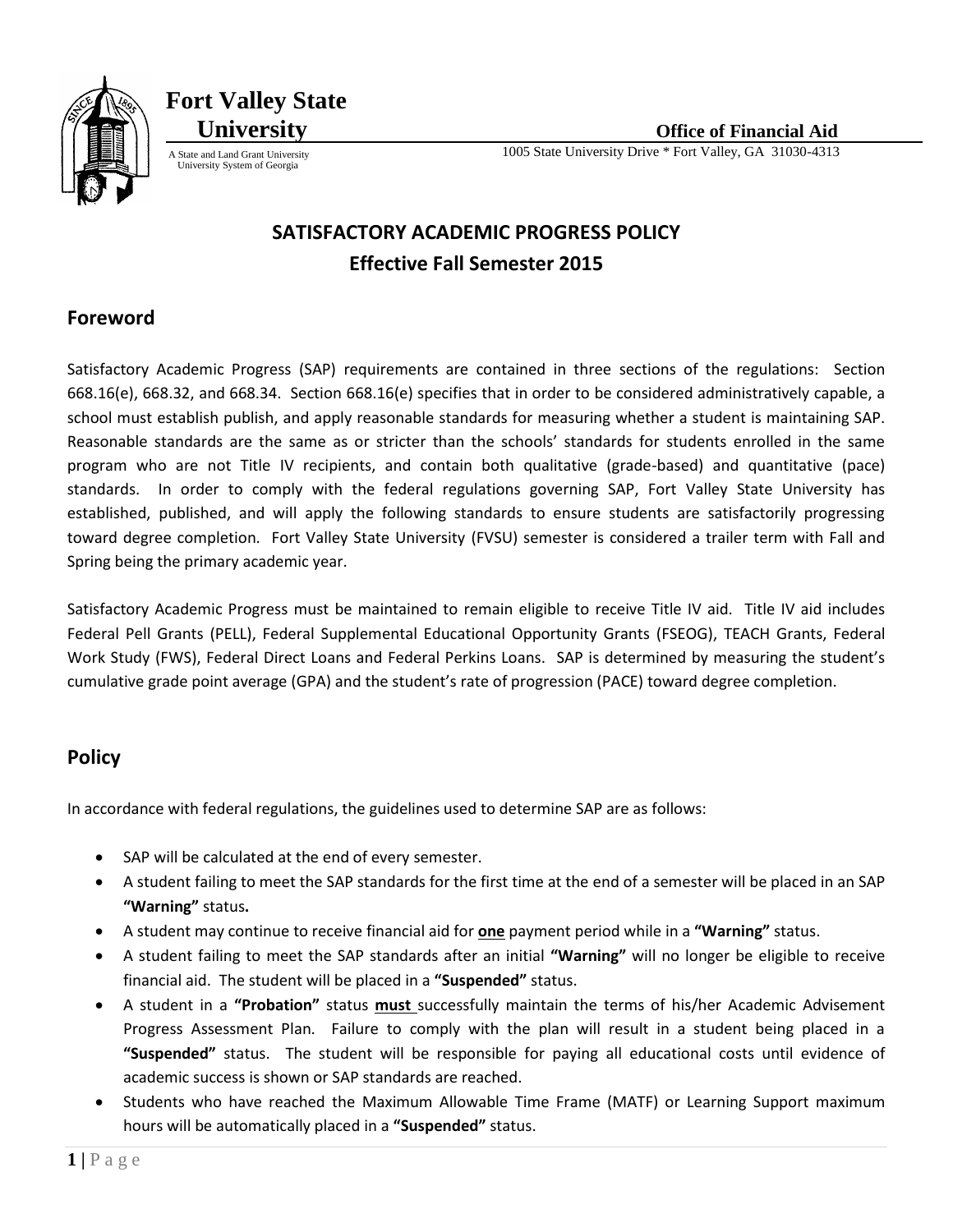**Fort Valley State University**

A State and Land Grant University
University System of Georgia

**Office of Financial Aid**

1005 State University Drive * Fort Valley, GA 31030-4313

# SATISFACTORY ACADEMIC PROGRESS POLICY
## Effective Fall Semester 2015

## Foreword

Satisfactory Academic Progress (SAP) requirements are contained in three sections of the regulations: Section 668.16(e), 668.32, and 668.34. Section 668.16(e) specifies that in order to be considered administratively capable, a school must establish publish, and apply reasonable standards for measuring whether a student is maintaining SAP. Reasonable standards are the same as or stricter than the schools' standards for students enrolled in the same program who are not Title IV recipients, and contain both qualitative (grade-based) and quantitative (pace) standards. In order to comply with the federal regulations governing SAP, Fort Valley State University has established, published, and will apply the following standards to ensure students are satisfactorily progressing toward degree completion. Fort Valley State University (FVSU) semester is considered a trailer term with Fall and Spring being the primary academic year.

Satisfactory Academic Progress must be maintained to remain eligible to receive Title IV aid. Title IV aid includes Federal Pell Grants (PELL), Federal Supplemental Educational Opportunity Grants (FSEOG), TEACH Grants, Federal Work Study (FWS), Federal Direct Loans and Federal Perkins Loans. SAP is determined by measuring the student's cumulative grade point average (GPA) and the student's rate of progression (PACE) toward degree completion.

## Policy

In accordance with federal regulations, the guidelines used to determine SAP are as follows:

- SAP will be calculated at the end of every semester.
- A student failing to meet the SAP standards for the first time at the end of a semester will be placed in an SAP **"Warning"** status**.**
- A student may continue to receive financial aid for **one** payment period while in a **"Warning"** status.
- A student failing to meet the SAP standards after an initial **"Warning"** will no longer be eligible to receive financial aid. The student will be placed in a **"Suspended"** status.
- A student in a **"Probation"** status **must** successfully maintain the terms of his/her Academic Advisement Progress Assessment Plan. Failure to comply with the plan will result in a student being placed in a **"Suspended"** status. The student will be responsible for paying all educational costs until evidence of academic success is shown or SAP standards are reached.
- Students who have reached the Maximum Allowable Time Frame (MATF) or Learning Support maximum hours will be automatically placed in a **"Suspended"** status.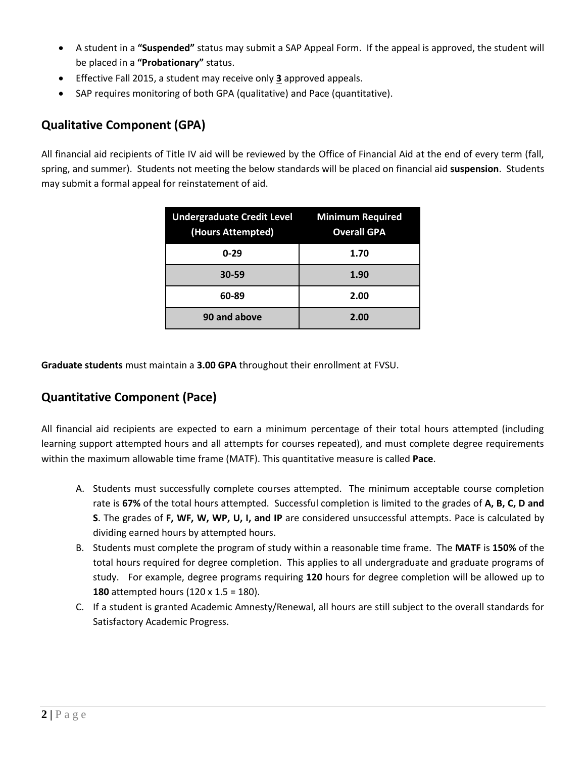- A student in a **"Suspended"** status may submit a SAP Appeal Form. If the appeal is approved, the student will be placed in a **"Probationary"** status.
- Effective Fall 2015, a student may receive only **3** approved appeals.
- SAP requires monitoring of both GPA (qualitative) and Pace (quantitative).

## Qualitative Component (GPA)

All financial aid recipients of Title IV aid will be reviewed by the Office of Financial Aid at the end of every term (fall, spring, and summer). Students not meeting the below standards will be placed on financial aid **suspension**. Students may submit a formal appeal for reinstatement of aid.

| Undergraduate Credit Level (Hours Attempted) | Minimum Required Overall GPA |
|---|---|
| 0-29 | 1.70 |
| 30-59 | 1.90 |
| 60-89 | 2.00 |
| 90 and above | 2.00 |

**Graduate students** must maintain a **3.00 GPA** throughout their enrollment at FVSU.

## Quantitative Component (Pace)

All financial aid recipients are expected to earn a minimum percentage of their total hours attempted (including learning support attempted hours and all attempts for courses repeated), and must complete degree requirements within the maximum allowable time frame (MATF). This quantitative measure is called **Pace**.

A. Students must successfully complete courses attempted. The minimum acceptable course completion rate is **67%** of the total hours attempted. Successful completion is limited to the grades of **A, B, C, D and S**. The grades of **F, WF, W, WP, U, I, and IP** are considered unsuccessful attempts. Pace is calculated by dividing earned hours by attempted hours.

B. Students must complete the program of study within a reasonable time frame. The **MATF** is **150%** of the total hours required for degree completion. This applies to all undergraduate and graduate programs of study. For example, degree programs requiring **120** hours for degree completion will be allowed up to **180** attempted hours (120 x 1.5 = 180).

C. If a student is granted Academic Amnesty/Renewal, all hours are still subject to the overall standards for Satisfactory Academic Progress.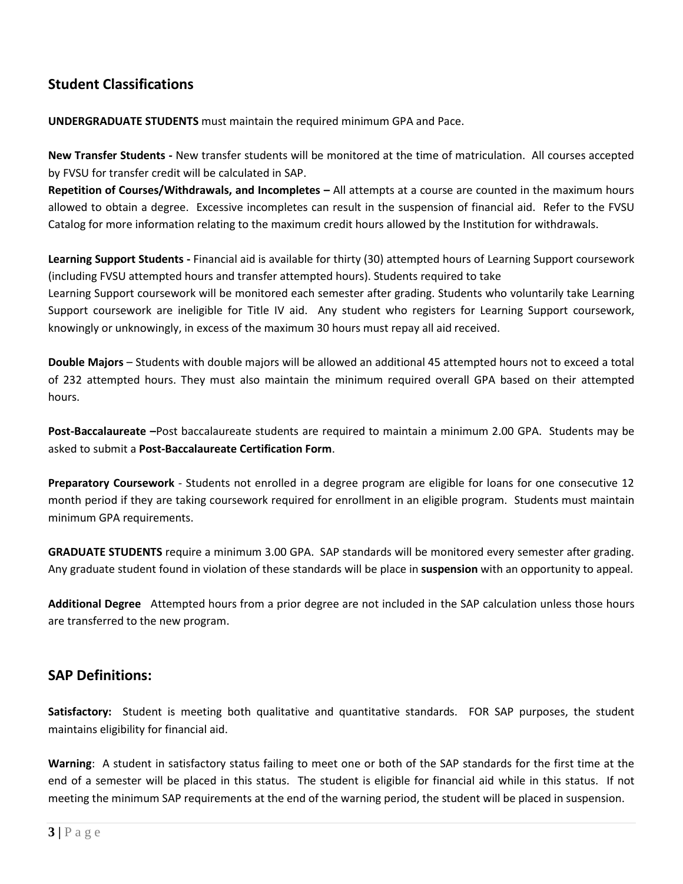## Student Classifications

**UNDERGRADUATE STUDENTS** must maintain the required minimum GPA and Pace.

**New Transfer Students -** New transfer students will be monitored at the time of matriculation. All courses accepted by FVSU for transfer credit will be calculated in SAP.
**Repetition of Courses/Withdrawals, and Incompletes –** All attempts at a course are counted in the maximum hours allowed to obtain a degree. Excessive incompletes can result in the suspension of financial aid. Refer to the FVSU Catalog for more information relating to the maximum credit hours allowed by the Institution for withdrawals.

**Learning Support Students -** Financial aid is available for thirty (30) attempted hours of Learning Support coursework (including FVSU attempted hours and transfer attempted hours). Students required to take
Learning Support coursework will be monitored each semester after grading. Students who voluntarily take Learning Support coursework are ineligible for Title IV aid. Any student who registers for Learning Support coursework, knowingly or unknowingly, in excess of the maximum 30 hours must repay all aid received.

**Double Majors** – Students with double majors will be allowed an additional 45 attempted hours not to exceed a total of 232 attempted hours. They must also maintain the minimum required overall GPA based on their attempted hours.

**Post-Baccalaureate –**Post baccalaureate students are required to maintain a minimum 2.00 GPA. Students may be asked to submit a **Post-Baccalaureate Certification Form**.

**Preparatory Coursework** - Students not enrolled in a degree program are eligible for loans for one consecutive 12 month period if they are taking coursework required for enrollment in an eligible program. Students must maintain minimum GPA requirements.

**GRADUATE STUDENTS** require a minimum 3.00 GPA. SAP standards will be monitored every semester after grading. Any graduate student found in violation of these standards will be place in **suspension** with an opportunity to appeal.

**Additional Degree** Attempted hours from a prior degree are not included in the SAP calculation unless those hours are transferred to the new program.

## SAP Definitions:

**Satisfactory:** Student is meeting both qualitative and quantitative standards. FOR SAP purposes, the student maintains eligibility for financial aid.

**Warning**: A student in satisfactory status failing to meet one or both of the SAP standards for the first time at the end of a semester will be placed in this status. The student is eligible for financial aid while in this status. If not meeting the minimum SAP requirements at the end of the warning period, the student will be placed in suspension.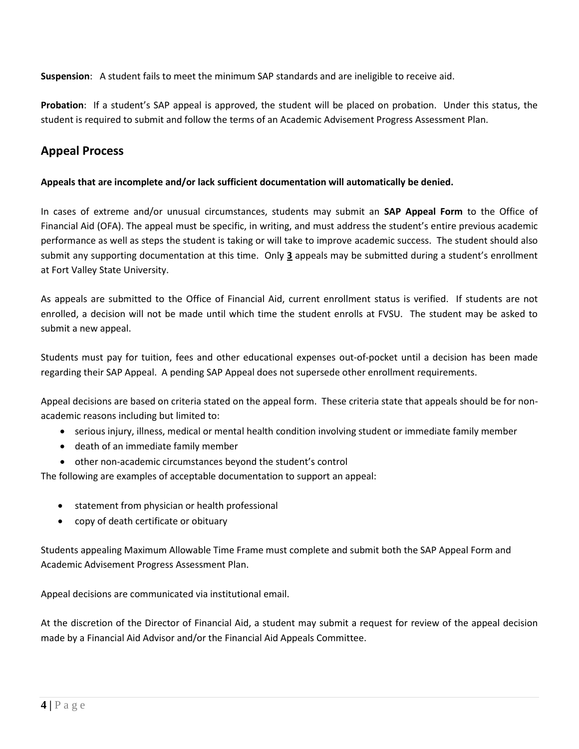**Suspension**: A student fails to meet the minimum SAP standards and are ineligible to receive aid.

**Probation**: If a student's SAP appeal is approved, the student will be placed on probation. Under this status, the student is required to submit and follow the terms of an Academic Advisement Progress Assessment Plan.

## Appeal Process

**Appeals that are incomplete and/or lack sufficient documentation will automatically be denied.**

In cases of extreme and/or unusual circumstances, students may submit an **SAP Appeal Form** to the Office of Financial Aid (OFA). The appeal must be specific, in writing, and must address the student's entire previous academic performance as well as steps the student is taking or will take to improve academic success. The student should also submit any supporting documentation at this time. Only **<u>3</u>** appeals may be submitted during a student's enrollment at Fort Valley State University.

As appeals are submitted to the Office of Financial Aid, current enrollment status is verified. If students are not enrolled, a decision will not be made until which time the student enrolls at FVSU. The student may be asked to submit a new appeal.

Students must pay for tuition, fees and other educational expenses out-of-pocket until a decision has been made regarding their SAP Appeal. A pending SAP Appeal does not supersede other enrollment requirements.

Appeal decisions are based on criteria stated on the appeal form. These criteria state that appeals should be for non-academic reasons including but limited to:

- serious injury, illness, medical or mental health condition involving student or immediate family member
- death of an immediate family member
- other non-academic circumstances beyond the student's control

The following are examples of acceptable documentation to support an appeal:

- statement from physician or health professional
- copy of death certificate or obituary

Students appealing Maximum Allowable Time Frame must complete and submit both the SAP Appeal Form and Academic Advisement Progress Assessment Plan.

Appeal decisions are communicated via institutional email.

At the discretion of the Director of Financial Aid, a student may submit a request for review of the appeal decision made by a Financial Aid Advisor and/or the Financial Aid Appeals Committee.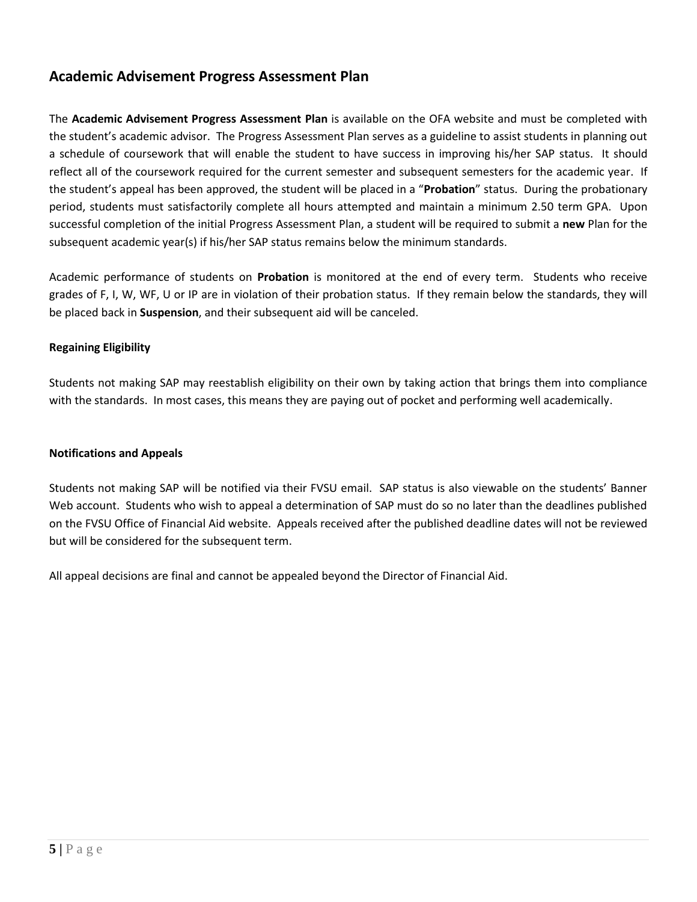## Academic Advisement Progress Assessment Plan

The **Academic Advisement Progress Assessment Plan** is available on the OFA website and must be completed with the student's academic advisor. The Progress Assessment Plan serves as a guideline to assist students in planning out a schedule of coursework that will enable the student to have success in improving his/her SAP status. It should reflect all of the coursework required for the current semester and subsequent semesters for the academic year. If the student's appeal has been approved, the student will be placed in a "**Probation**" status. During the probationary period, students must satisfactorily complete all hours attempted and maintain a minimum 2.50 term GPA. Upon successful completion of the initial Progress Assessment Plan, a student will be required to submit a **new** Plan for the subsequent academic year(s) if his/her SAP status remains below the minimum standards.

Academic performance of students on **Probation** is monitored at the end of every term. Students who receive grades of F, I, W, WF, U or IP are in violation of their probation status. If they remain below the standards, they will be placed back in **Suspension**, and their subsequent aid will be canceled.

**Regaining Eligibility**

Students not making SAP may reestablish eligibility on their own by taking action that brings them into compliance with the standards. In most cases, this means they are paying out of pocket and performing well academically.

**Notifications and Appeals**

Students not making SAP will be notified via their FVSU email. SAP status is also viewable on the students' Banner Web account. Students who wish to appeal a determination of SAP must do so no later than the deadlines published on the FVSU Office of Financial Aid website. Appeals received after the published deadline dates will not be reviewed but will be considered for the subsequent term.

All appeal decisions are final and cannot be appealed beyond the Director of Financial Aid.